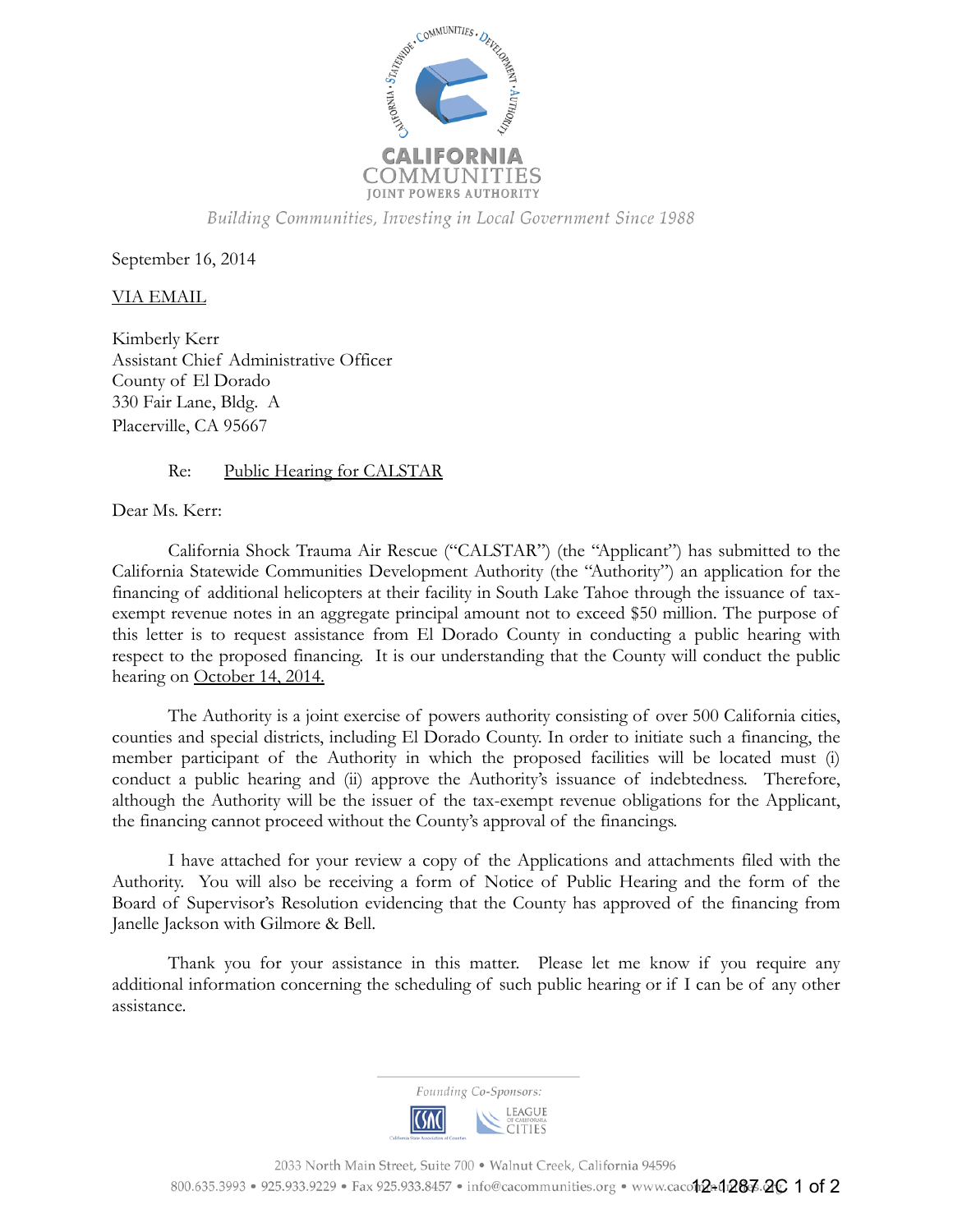CALIFORNIA COMMUNITIES
JOINT POWERS AUTHORITY

*Building Communities, Investing in Local Government Since 1988*

September 16, 2014

VIA EMAIL

Kimberly Kerr
Assistant Chief Administrative Officer
County of El Dorado
330 Fair Lane, Bldg. A
Placerville, CA 95667

Re: Public Hearing for CALSTAR

Dear Ms. Kerr:

California Shock Trauma Air Rescue ("CALSTAR") (the "Applicant") has submitted to the California Statewide Communities Development Authority (the "Authority") an application for the financing of additional helicopters at their facility in South Lake Tahoe through the issuance of tax-exempt revenue notes in an aggregate principal amount not to exceed $50 million. The purpose of this letter is to request assistance from El Dorado County in conducting a public hearing with respect to the proposed financing. It is our understanding that the County will conduct the public hearing on October 14, 2014.

The Authority is a joint exercise of powers authority consisting of over 500 California cities, counties and special districts, including El Dorado County. In order to initiate such a financing, the member participant of the Authority in which the proposed facilities will be located must (i) conduct a public hearing and (ii) approve the Authority's issuance of indebtedness. Therefore, although the Authority will be the issuer of the tax-exempt revenue obligations for the Applicant, the financing cannot proceed without the County's approval of the financings.

I have attached for your review a copy of the Applications and attachments filed with the Authority. You will also be receiving a form of Notice of Public Hearing and the form of the Board of Supervisor's Resolution evidencing that the County has approved of the financing from Janelle Jackson with Gilmore & Bell.

Thank you for your assistance in this matter. Please let me know if you require any additional information concerning the scheduling of such public hearing or if I can be of any other assistance.

*Founding Co-Sponsors:*
CSAC California State Association of Counties · League of California Cities

2033 North Main Street, Suite 700 • Walnut Creek, California 94596
800.635.3993 • 925.933.9229 • Fax 925.933.8457 • info@cacommunities.org • www.cacommunities.org

12-1287 2C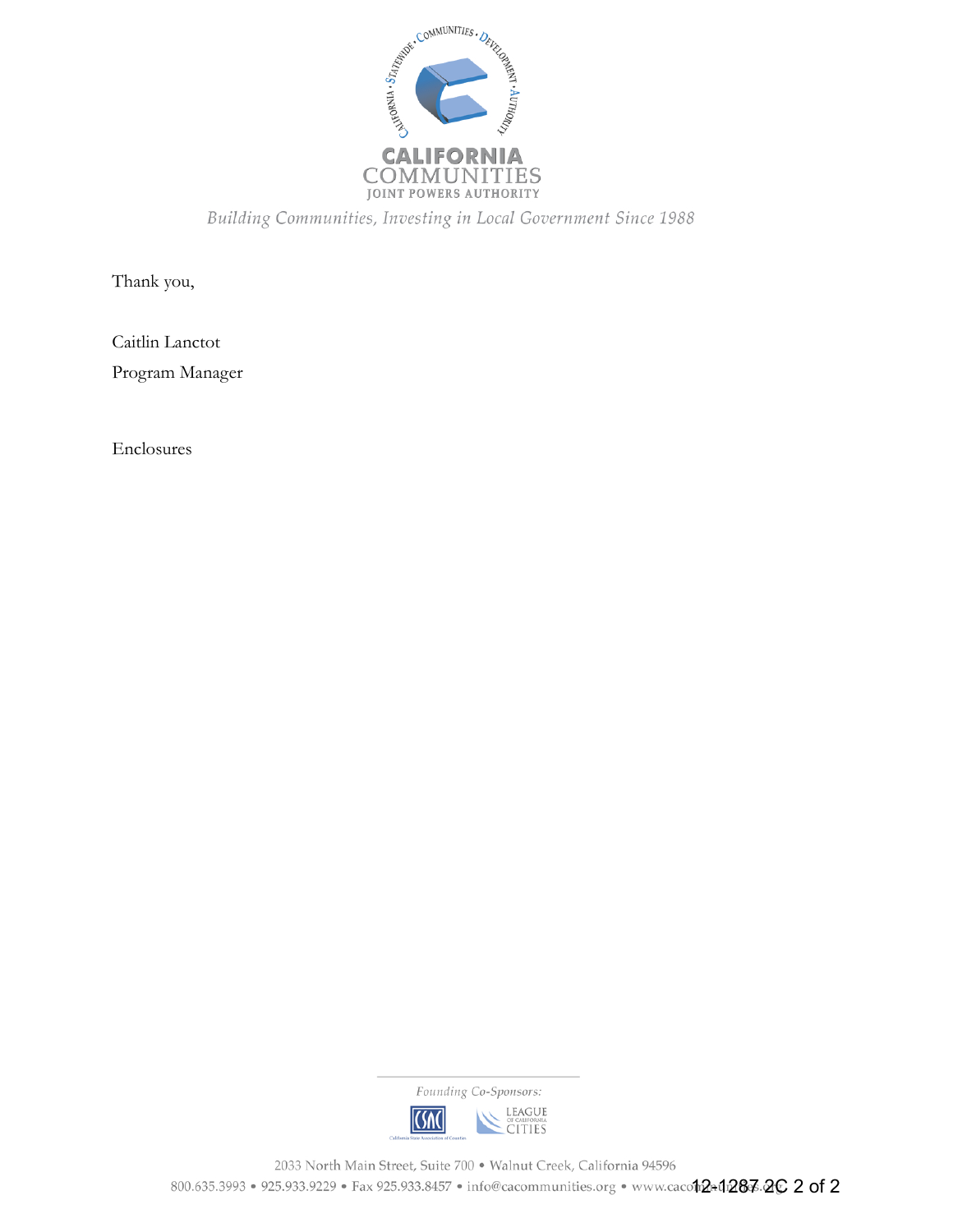CALIFORNIA COMMUNITIES

JOINT POWERS AUTHORITY

*Building Communities, Investing in Local Government Since 1988*

Thank you,

Caitlin Lanctot

Program Manager

Enclosures

*Founding Co-Sponsors:*

2033 North Main Street, Suite 700 • Walnut Creek, California 94596

800.635.3993 • 925.933.9229 • Fax 925.933.8457 • info@cacommunities.org • www.cacommunities.org